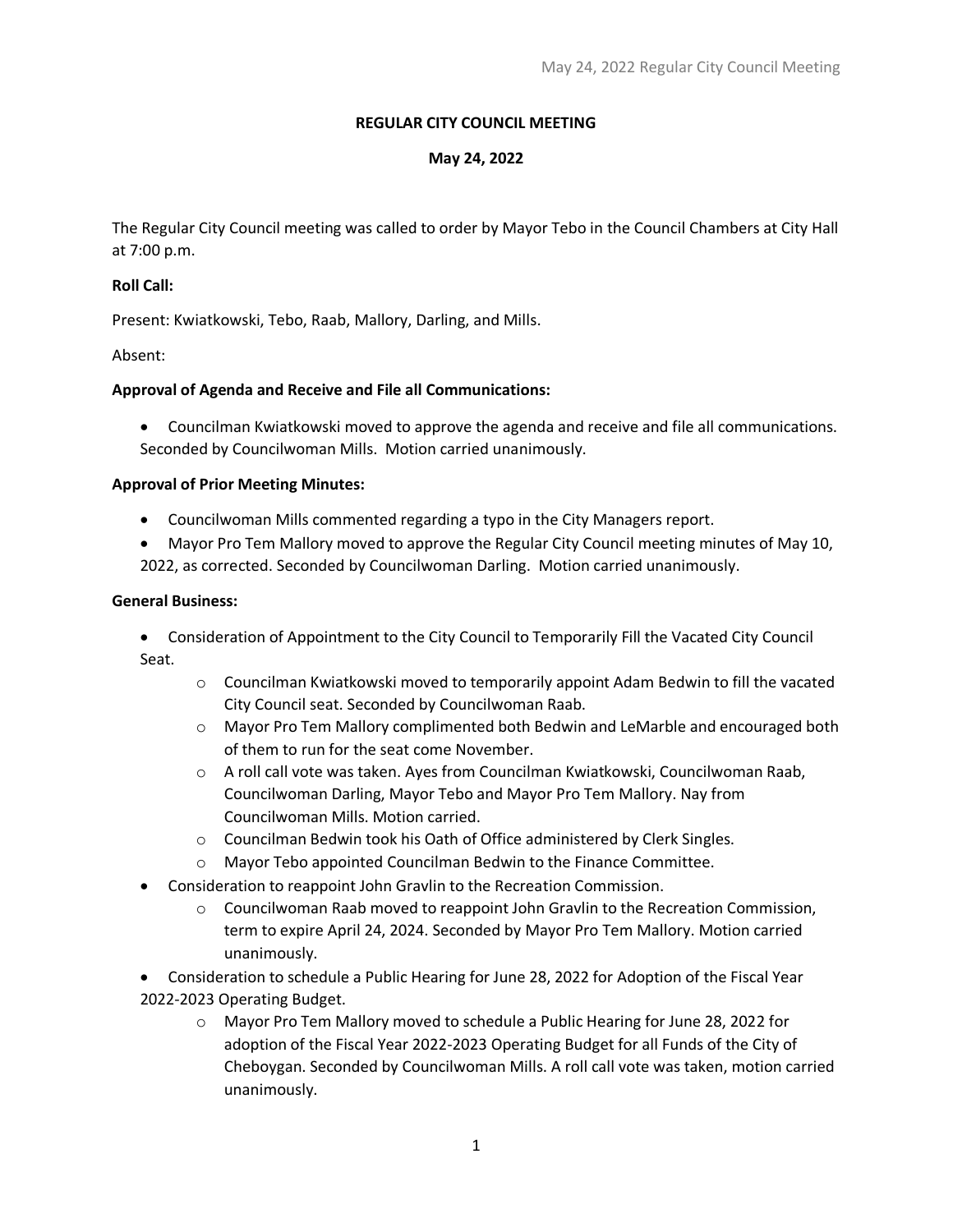# REGULAR CITY COUNCIL MEETING

## May 24, 2022

The Regular City Council meeting was called to order by Mayor Tebo in the Council Chambers at City Hall at 7:00 p.m.

**Roll Call:**

Present: Kwiatkowski, Tebo, Raab, Mallory, Darling, and Mills.

Absent:

**Approval of Agenda and Receive and File all Communications:**

- Councilman Kwiatkowski moved to approve the agenda and receive and file all communications. Seconded by Councilwoman Mills. Motion carried unanimously.

**Approval of Prior Meeting Minutes:**

- Councilwoman Mills commented regarding a typo in the City Managers report.
- Mayor Pro Tem Mallory moved to approve the Regular City Council meeting minutes of May 10, 2022, as corrected. Seconded by Councilwoman Darling. Motion carried unanimously.

**General Business:**

- Consideration of Appointment to the City Council to Temporarily Fill the Vacated City Council Seat.
  - Councilman Kwiatkowski moved to temporarily appoint Adam Bedwin to fill the vacated City Council seat. Seconded by Councilwoman Raab.
  - Mayor Pro Tem Mallory complimented both Bedwin and LeMarble and encouraged both of them to run for the seat come November.
  - A roll call vote was taken. Ayes from Councilman Kwiatkowski, Councilwoman Raab, Councilwoman Darling, Mayor Tebo and Mayor Pro Tem Mallory. Nay from Councilwoman Mills. Motion carried.
  - Councilman Bedwin took his Oath of Office administered by Clerk Singles.
  - Mayor Tebo appointed Councilman Bedwin to the Finance Committee.
- Consideration to reappoint John Gravlin to the Recreation Commission.
  - Councilwoman Raab moved to reappoint John Gravlin to the Recreation Commission, term to expire April 24, 2024. Seconded by Mayor Pro Tem Mallory. Motion carried unanimously.
- Consideration to schedule a Public Hearing for June 28, 2022 for Adoption of the Fiscal Year 2022-2023 Operating Budget.
  - Mayor Pro Tem Mallory moved to schedule a Public Hearing for June 28, 2022 for adoption of the Fiscal Year 2022-2023 Operating Budget for all Funds of the City of Cheboygan. Seconded by Councilwoman Mills. A roll call vote was taken, motion carried unanimously.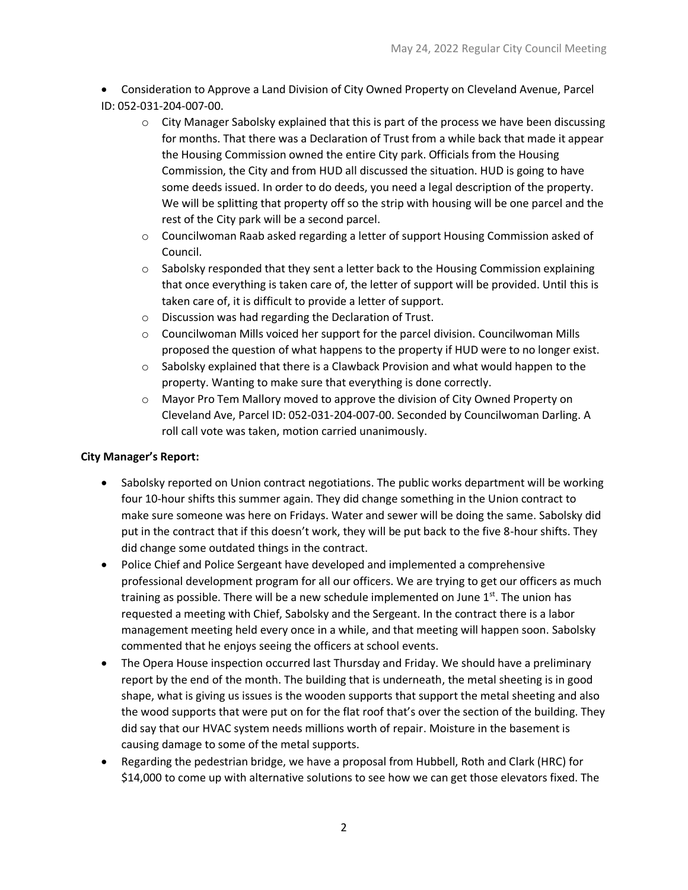- Consideration to Approve a Land Division of City Owned Property on Cleveland Avenue, Parcel ID: 052-031-204-007-00.
  - City Manager Sabolsky explained that this is part of the process we have been discussing for months. That there was a Declaration of Trust from a while back that made it appear the Housing Commission owned the entire City park. Officials from the Housing Commission, the City and from HUD all discussed the situation. HUD is going to have some deeds issued. In order to do deeds, you need a legal description of the property. We will be splitting that property off so the strip with housing will be one parcel and the rest of the City park will be a second parcel.
  - Councilwoman Raab asked regarding a letter of support Housing Commission asked of Council.
  - Sabolsky responded that they sent a letter back to the Housing Commission explaining that once everything is taken care of, the letter of support will be provided. Until this is taken care of, it is difficult to provide a letter of support.
  - Discussion was had regarding the Declaration of Trust.
  - Councilwoman Mills voiced her support for the parcel division. Councilwoman Mills proposed the question of what happens to the property if HUD were to no longer exist.
  - Sabolsky explained that there is a Clawback Provision and what would happen to the property. Wanting to make sure that everything is done correctly.
  - Mayor Pro Tem Mallory moved to approve the division of City Owned Property on Cleveland Ave, Parcel ID: 052-031-204-007-00. Seconded by Councilwoman Darling. A roll call vote was taken, motion carried unanimously.

**City Manager's Report:**

- Sabolsky reported on Union contract negotiations. The public works department will be working four 10-hour shifts this summer again. They did change something in the Union contract to make sure someone was here on Fridays. Water and sewer will be doing the same. Sabolsky did put in the contract that if this doesn't work, they will be put back to the five 8-hour shifts. They did change some outdated things in the contract.
- Police Chief and Police Sergeant have developed and implemented a comprehensive professional development program for all our officers. We are trying to get our officers as much training as possible. There will be a new schedule implemented on June 1st. The union has requested a meeting with Chief, Sabolsky and the Sergeant. In the contract there is a labor management meeting held every once in a while, and that meeting will happen soon. Sabolsky commented that he enjoys seeing the officers at school events.
- The Opera House inspection occurred last Thursday and Friday. We should have a preliminary report by the end of the month. The building that is underneath, the metal sheeting is in good shape, what is giving us issues is the wooden supports that support the metal sheeting and also the wood supports that were put on for the flat roof that's over the section of the building. They did say that our HVAC system needs millions worth of repair. Moisture in the basement is causing damage to some of the metal supports.
- Regarding the pedestrian bridge, we have a proposal from Hubbell, Roth and Clark (HRC) for $14,000 to come up with alternative solutions to see how we can get those elevators fixed. The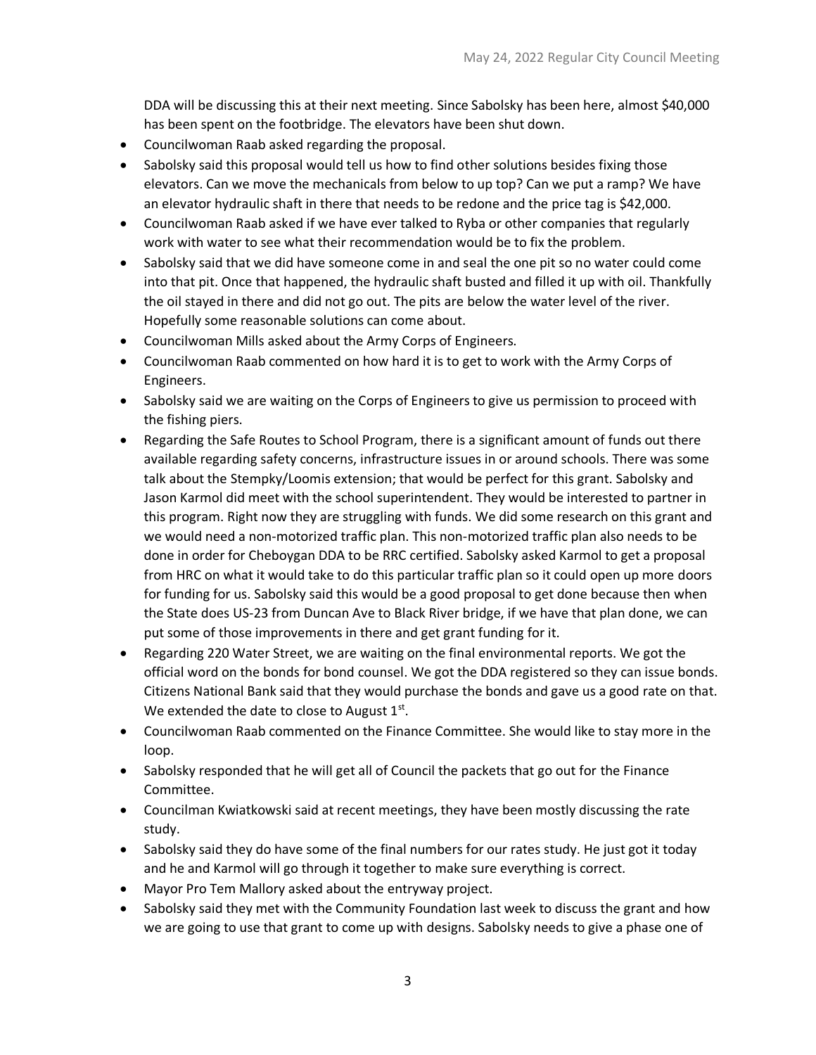DDA will be discussing this at their next meeting. Since Sabolsky has been here, almost $40,000 has been spent on the footbridge. The elevators have been shut down.

- Councilwoman Raab asked regarding the proposal.
- Sabolsky said this proposal would tell us how to find other solutions besides fixing those elevators. Can we move the mechanicals from below to up top? Can we put a ramp? We have an elevator hydraulic shaft in there that needs to be redone and the price tag is $42,000.
- Councilwoman Raab asked if we have ever talked to Ryba or other companies that regularly work with water to see what their recommendation would be to fix the problem.
- Sabolsky said that we did have someone come in and seal the one pit so no water could come into that pit. Once that happened, the hydraulic shaft busted and filled it up with oil. Thankfully the oil stayed in there and did not go out. The pits are below the water level of the river. Hopefully some reasonable solutions can come about.
- Councilwoman Mills asked about the Army Corps of Engineers.
- Councilwoman Raab commented on how hard it is to get to work with the Army Corps of Engineers.
- Sabolsky said we are waiting on the Corps of Engineers to give us permission to proceed with the fishing piers.
- Regarding the Safe Routes to School Program, there is a significant amount of funds out there available regarding safety concerns, infrastructure issues in or around schools. There was some talk about the Stempky/Loomis extension; that would be perfect for this grant. Sabolsky and Jason Karmol did meet with the school superintendent. They would be interested to partner in this program. Right now they are struggling with funds. We did some research on this grant and we would need a non-motorized traffic plan. This non-motorized traffic plan also needs to be done in order for Cheboygan DDA to be RRC certified. Sabolsky asked Karmol to get a proposal from HRC on what it would take to do this particular traffic plan so it could open up more doors for funding for us. Sabolsky said this would be a good proposal to get done because then when the State does US-23 from Duncan Ave to Black River bridge, if we have that plan done, we can put some of those improvements in there and get grant funding for it.
- Regarding 220 Water Street, we are waiting on the final environmental reports. We got the official word on the bonds for bond counsel. We got the DDA registered so they can issue bonds. Citizens National Bank said that they would purchase the bonds and gave us a good rate on that. We extended the date to close to August 1st.
- Councilwoman Raab commented on the Finance Committee. She would like to stay more in the loop.
- Sabolsky responded that he will get all of Council the packets that go out for the Finance Committee.
- Councilman Kwiatkowski said at recent meetings, they have been mostly discussing the rate study.
- Sabolsky said they do have some of the final numbers for our rates study. He just got it today and he and Karmol will go through it together to make sure everything is correct.
- Mayor Pro Tem Mallory asked about the entryway project.
- Sabolsky said they met with the Community Foundation last week to discuss the grant and how we are going to use that grant to come up with designs. Sabolsky needs to give a phase one of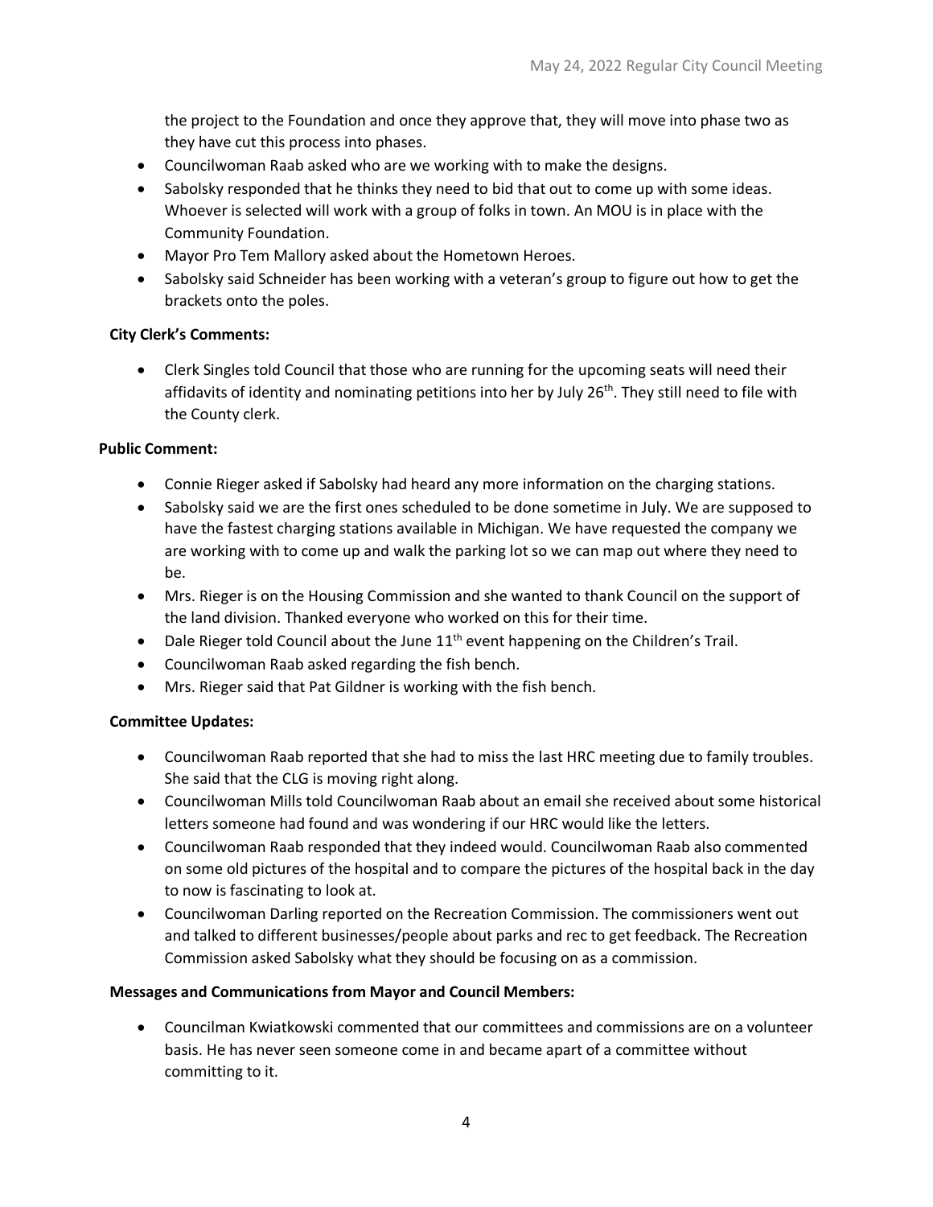the project to the Foundation and once they approve that, they will move into phase two as they have cut this process into phases.

- Councilwoman Raab asked who are we working with to make the designs.
- Sabolsky responded that he thinks they need to bid that out to come up with some ideas. Whoever is selected will work with a group of folks in town. An MOU is in place with the Community Foundation.
- Mayor Pro Tem Mallory asked about the Hometown Heroes.
- Sabolsky said Schneider has been working with a veteran's group to figure out how to get the brackets onto the poles.

**City Clerk's Comments:**

- Clerk Singles told Council that those who are running for the upcoming seats will need their affidavits of identity and nominating petitions into her by July 26th. They still need to file with the County clerk.

**Public Comment:**

- Connie Rieger asked if Sabolsky had heard any more information on the charging stations.
- Sabolsky said we are the first ones scheduled to be done sometime in July. We are supposed to have the fastest charging stations available in Michigan. We have requested the company we are working with to come up and walk the parking lot so we can map out where they need to be.
- Mrs. Rieger is on the Housing Commission and she wanted to thank Council on the support of the land division. Thanked everyone who worked on this for their time.
- Dale Rieger told Council about the June 11th event happening on the Children's Trail.
- Councilwoman Raab asked regarding the fish bench.
- Mrs. Rieger said that Pat Gildner is working with the fish bench.

**Committee Updates:**

- Councilwoman Raab reported that she had to miss the last HRC meeting due to family troubles. She said that the CLG is moving right along.
- Councilwoman Mills told Councilwoman Raab about an email she received about some historical letters someone had found and was wondering if our HRC would like the letters.
- Councilwoman Raab responded that they indeed would. Councilwoman Raab also commented on some old pictures of the hospital and to compare the pictures of the hospital back in the day to now is fascinating to look at.
- Councilwoman Darling reported on the Recreation Commission. The commissioners went out and talked to different businesses/people about parks and rec to get feedback. The Recreation Commission asked Sabolsky what they should be focusing on as a commission.

**Messages and Communications from Mayor and Council Members:**

- Councilman Kwiatkowski commented that our committees and commissions are on a volunteer basis. He has never seen someone come in and became apart of a committee without committing to it.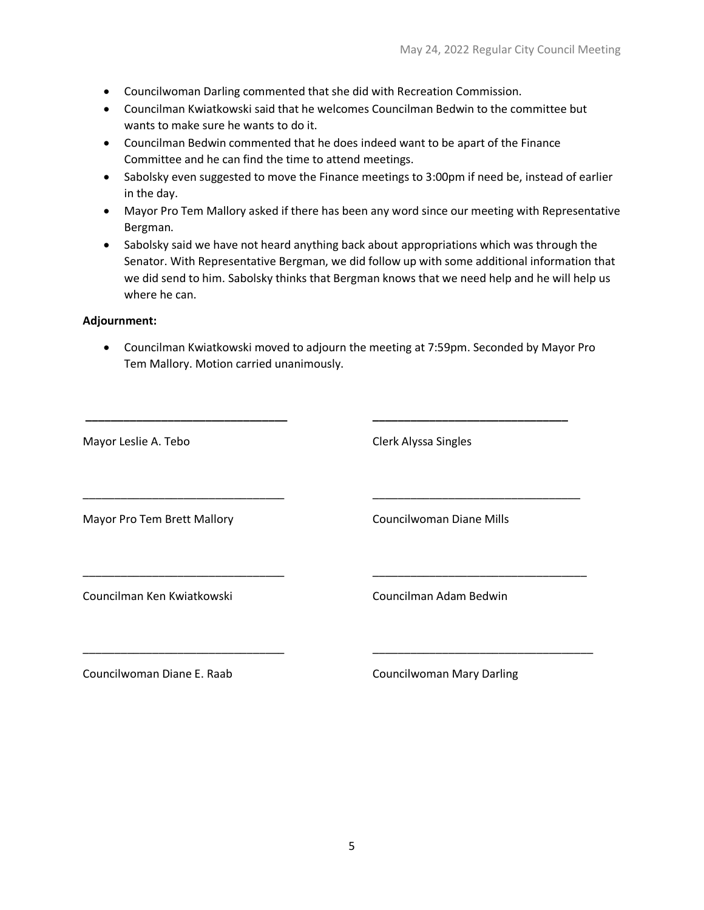- Councilwoman Darling commented that she did with Recreation Commission.
- Councilman Kwiatkowski said that he welcomes Councilman Bedwin to the committee but wants to make sure he wants to do it.
- Councilman Bedwin commented that he does indeed want to be apart of the Finance Committee and he can find the time to attend meetings.
- Sabolsky even suggested to move the Finance meetings to 3:00pm if need be, instead of earlier in the day.
- Mayor Pro Tem Mallory asked if there has been any word since our meeting with Representative Bergman.
- Sabolsky said we have not heard anything back about appropriations which was through the Senator. With Representative Bergman, we did follow up with some additional information that we did send to him. Sabolsky thinks that Bergman knows that we need help and he will help us where he can.

**Adjournment:**

- Councilman Kwiatkowski moved to adjourn the meeting at 7:59pm. Seconded by Mayor Pro Tem Mallory. Motion carried unanimously.

| | |
|---|---|
| ______________________________ | ______________________________ |
| Mayor Leslie A. Tebo | Clerk Alyssa Singles |
| ______________________________ | ______________________________ |
| Mayor Pro Tem Brett Mallory | Councilwoman Diane Mills |
| ______________________________ | ______________________________ |
| Councilman Ken Kwiatkowski | Councilman Adam Bedwin |
| ______________________________ | ______________________________ |
| Councilwoman Diane E. Raab | Councilwoman Mary Darling |